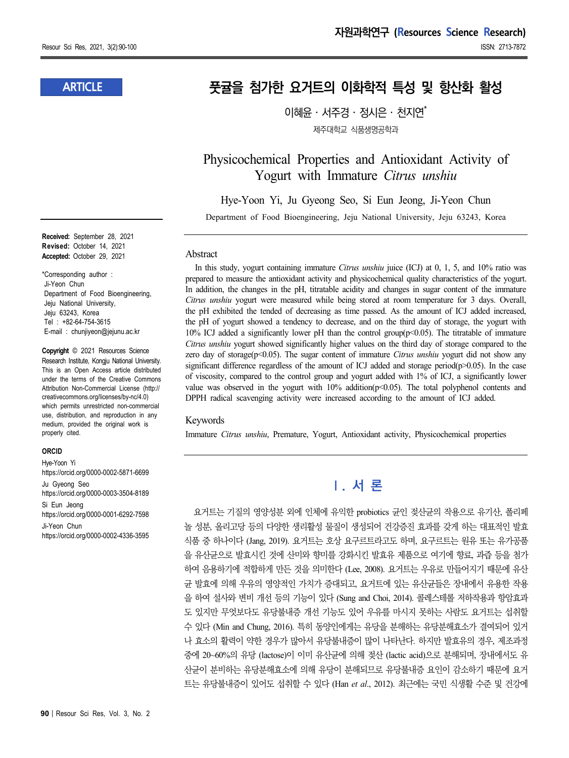ARTICLE

# 풋귤을 첨가한 요거트의 이화학적 특성 및 항산화 활성

이혜윤 · 서주경 · 정시은 · 천지연*

제주대학교 식품생명공학과

# Physicochemical Properties and Antioxidant Activity of Yogurt with Immature *Citrus unshiu*

Hye-Yoon Yi, Ju Gyeong Seo, Si Eun Jeong, Ji-Yeon Chun

Department of Food Bioengineering, Jeju National University, Jeju 63243, Korea

**Received:** September 28, 2021
**Revised:** October 14, 2021
**Accepted:** October 29, 2021

*Corresponding author :
Ji-Yeon Chun
Department of Food Bioengineering,
Jeju National University,
Jeju 63243, Korea
Tel : +82-64-754-3615
E-mail : chunjiyeon@jejunu.ac.kr

**Copyright** © 2021 Resources Science Research Institute, Kongju National University. This is an Open Access article distributed under the terms of the Creative Commons Attribution Non-Commercial License (http://creativecommons.org/licenses/by-nc/4.0) which permits unrestricted non-commercial use, distribution, and reproduction in any medium, provided the original work is properly cited.

**ORCID**
Hye-Yoon Yi
https://orcid.org/0000-0002-5871-6699
Ju Gyeong Seo
https://orcid.org/0000-0003-3504-8189
Si Eun Jeong
https://orcid.org/0000-0001-6292-7598
Ji-Yeon Chun
https://orcid.org/0000-0002-4336-3595

## Abstract

In this study, yogurt containing immature *Citrus unshiu* juice (ICJ) at 0, 1, 5, and 10% ratio was prepared to measure the antioxidant activity and physicochemical quality characteristics of the yogurt. In addition, the changes in the pH, titratable acidity and changes in sugar content of the immature *Citrus unshiu* yogurt were measured while being stored at room temperature for 3 days. Overall, the pH exhibited the tended of decreasing as time passed. As the amount of ICJ added increased, the pH of yogurt showed a tendency to decrease, and on the third day of storage, the yogurt with 10% ICJ added a significantly lower pH than the control group($p<0.05$). The titratable of immature *Citrus unshiu* yogurt showed significantly higher values on the third day of storage compared to the zero day of storage($p<0.05$). The sugar content of immature *Citrus unshiu* yogurt did not show any significant difference regardless of the amount of ICJ added and storage period($p>0.05$). In the case of viscosity, compared to the control group and yogurt added with 1% of ICJ, a significantly lower value was observed in the yogurt with 10% addition($p<0.05$). The total polyphenol contents and DPPH radical scavenging activity were increased according to the amount of ICJ added.

## Keywords

Immature *Citrus unshiu*, Premature, Yogurt, Antioxidant activity, Physicochemical properties

## Ⅰ. 서 론

요거트는 기질의 영양성분 외에 인체에 유익한 probiotics 균인 젖산균의 작용으로 유기산, 폴리페놀 성분, 올리고당 등의 다양한 생리활성 물질이 생성되어 건강증진 효과를 갖게 하는 대표적인 발효식품 중 하나이다 (Jang, 2019). 요거트는 호상 요구르트라고도 하며, 요구르트는 원유 또는 유가공품을 유산균으로 발효시킨 것에 산미와 향미를 강화시킨 발효유 제품으로 여기에 향료, 과즙 등을 첨가하여 음용하기에 적합하게 만든 것을 의미한다 (Lee, 2008). 요거트는 우유로 만들어지기 때문에 유산균 발효에 의해 우유의 영양적인 가치가 증대되고, 요거트에 있는 유산균들은 장내에서 유용한 작용을 하여 설사와 변비 개선 등의 기능이 있다 (Sung and Choi, 2014). 콜레스테롤 저하작용과 항암효과도 있지만 무엇보다도 유당불내증 개선 기능도 있어 우유를 마시지 못하는 사람도 요거트는 섭취할 수 있다 (Min and Chung, 2016). 특히 동양인에게는 유당을 분해하는 유당분해효소가 결여되어 있거나 효소의 활력이 약한 경우가 많아서 유당불내증이 많이 나타난다. 하지만 발효유의 경우, 제조과정 중에 20~60%의 유당 (lactose)이 이미 유산균에 의해 젖산 (lactic acid)으로 분해되며, 장내에서도 유산균이 분비하는 유당분해효소에 의해 유당이 분해되므로 유당불내증 요인이 감소하기 때문에 요거트는 유당불내증이 있어도 섭취할 수 있다 (Han *et al.*, 2012). 최근에는 국민 식생활 수준 및 건강에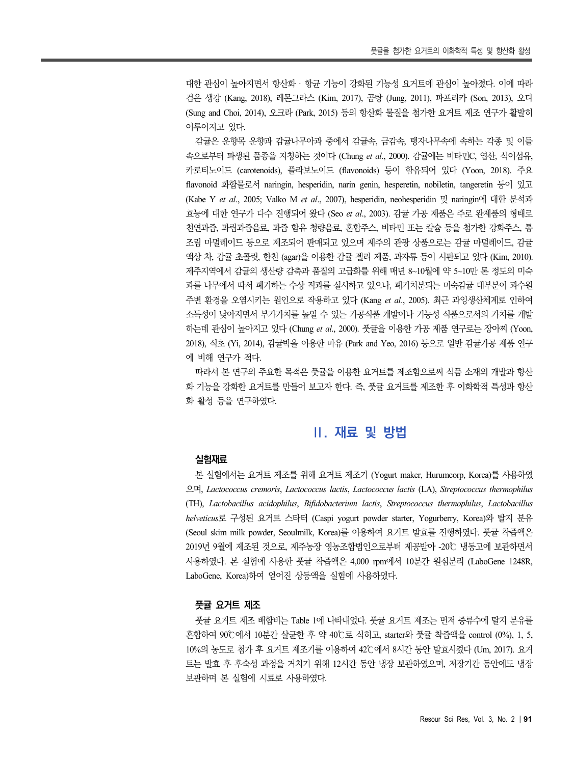대한 관심이 높아지면서 항산화 · 항균 기능이 강화된 기능성 요거트에 관심이 높아졌다. 이에 따라 검은 생강 (Kang, 2018), 레몬그라스 (Kim, 2017), 곰탕 (Jung, 2011), 파프리카 (Son, 2013), 오디 (Sung and Choi, 2014), 오크라 (Park, 2015) 등의 항산화 물질을 첨가한 요거트 제조 연구가 활발히 이루어지고 있다.

감귤은 운향목 운향과 감귤나무아과 중에서 감귤속, 금감속, 탱자나무속에 속하는 각종 및 이들 속으로부터 파생된 품종을 지칭하는 것이다 (Chung *et al*., 2000). 감귤에는 비타민C, 엽산, 식이섬유, 카로티노이드 (carotenoids), 플라보노이드 (flavonoids) 등이 함유되어 있다 (Yoon, 2018). 주요 flavonoid 화합물로서 naringin, hesperidin, narin genin, hesperetin, nobiletin, tangeretin 등이 있고 (Kabe Y *et al*., 2005; Valko M *et al*., 2007), hesperidin, neohesperidin 및 naringin에 대한 분석과 효능에 대한 연구가 다수 진행되어 왔다 (Seo *et al*., 2003). 감귤 가공 제품은 주로 완제품의 형태로 천연과즙, 과립과즙음료, 과즙 함유 청량음료, 혼합주스, 비타민 또는 칼슘 등을 첨가한 강화주스, 통조림 마멀레이드 등으로 제조되어 판매되고 있으며 제주의 관광 상품으로는 감귤 마멀레이드, 감귤 액상 차, 감귤 초콜릿, 한천 (agar)을 이용한 감귤 젤리 제품, 과자류 등이 시판되고 있다 (Kim, 2010). 제주지역에서 감귤의 생산량 감축과 품질의 고급화를 위해 매년 8~10월에 약 5~10만 톤 정도의 미숙과를 나무에서 따서 폐기하는 수상 적과를 실시하고 있으나, 폐기처분되는 미숙감귤 대부분이 과수원 주변 환경을 오염시키는 원인으로 작용하고 있다 (Kang *et al*., 2005). 최근 과잉생산체계로 인하여 소득성이 낮아지면서 부가가치를 높일 수 있는 가공식품 개발이나 기능성 식품으로서의 가치를 개발하는데 관심이 높아지고 있다 (Chung *et al*., 2000). 풋귤을 이용한 가공 제품 연구로는 장아찌 (Yoon, 2018), 식초 (Yi, 2014), 감귤박을 이용한 마유 (Park and Yeo, 2016) 등으로 일반 감귤가공 제품 연구에 비해 연구가 적다.

따라서 본 연구의 주요한 목적은 풋귤을 이용한 요거트를 제조함으로써 식품 소재의 개발과 항산화 기능을 강화한 요거트를 만들어 보고자 한다. 즉, 풋귤 요거트를 제조한 후 이화학적 특성과 항산화 활성 등을 연구하였다.

## II. 재료 및 방법

### 실험재료

본 실험에서는 요거트 제조를 위해 요거트 제조기 (Yogurt maker, Hurumcorp, Korea)를 사용하였으며, *Lactococcus cremoris*, *Lactococcus lactis*, *Lactococcus lactis* (LA), *Streptococcus thermophilus* (TH), *Lactobacillus acidophilus*, *Bifidobacterium lactis*, *Streptococcus thermophilus*, *Lactobacillus helveticus*로 구성된 요거트 스타터 (Caspi yogurt powder starter, Yogurberry, Korea)와 탈지 분유 (Seoul skim milk powder, Seoulmilk, Korea)를 이용하여 요거트 발효를 진행하였다. 풋귤 착즙액은 2019년 9월에 제조된 것으로, 제주농장 영농조합법인으로부터 제공받아 -20℃ 냉동고에 보관하면서 사용하였다. 본 실험에 사용한 풋귤 착즙액은 4,000 rpm에서 10분간 원심분리 (LaboGene 1248R, LaboGene, Korea)하여 얻어진 상등액을 실험에 사용하였다.

### 풋귤 요거트 제조

풋귤 요거트 제조 배합비는 Table 1에 나타내었다. 풋귤 요거트 제조는 먼저 증류수에 탈지 분유를 혼합하여 90℃에서 10분간 살균한 후 약 40℃로 식히고, starter와 풋귤 착즙액을 control (0%), 1, 5, 10%의 농도로 첨가 후 요거트 제조기를 이용하여 42℃에서 8시간 동안 발효시켰다 (Um, 2017). 요거트는 발효 후 후숙성 과정을 거치기 위해 12시간 동안 냉장 보관하였으며, 저장기간 동안에도 냉장 보관하며 본 실험에 시료로 사용하였다.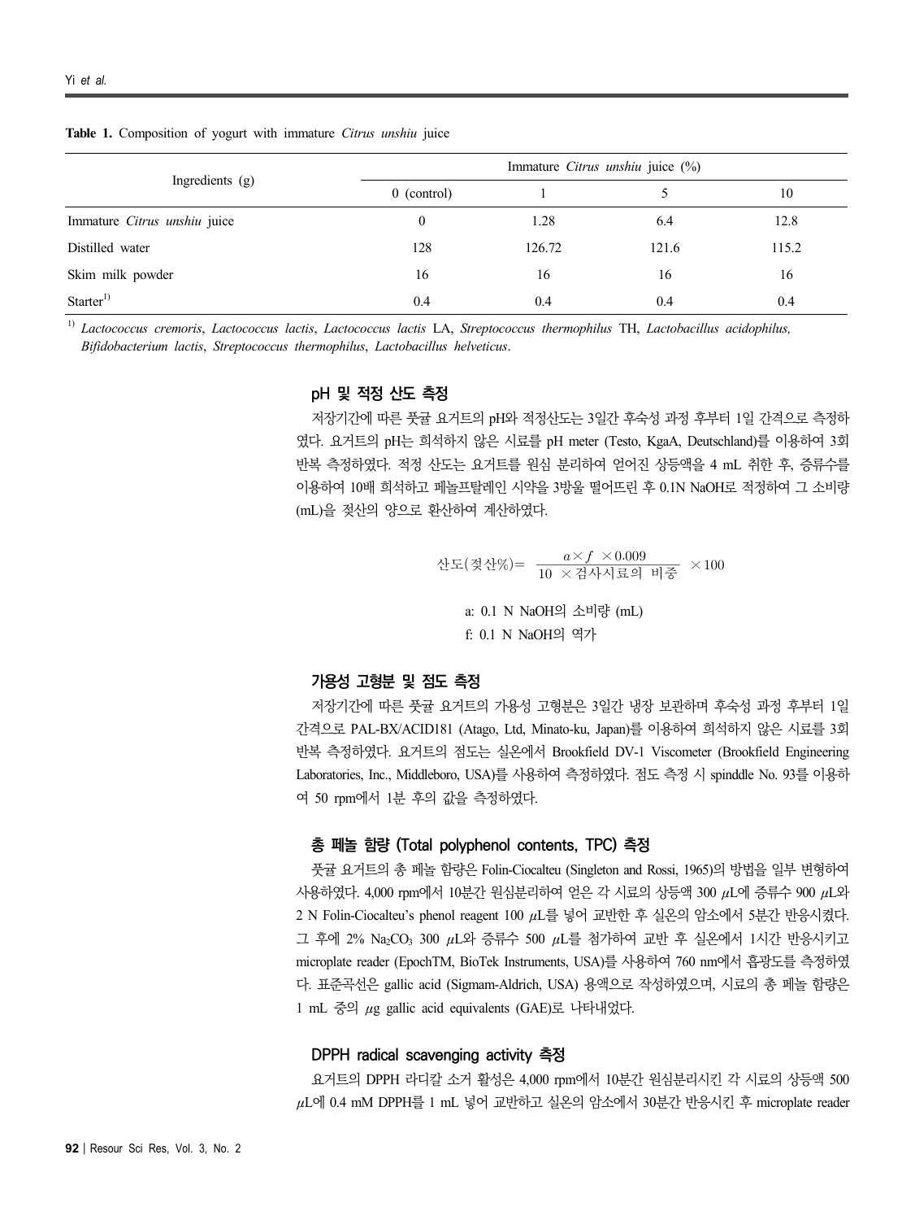**Table 1.** Composition of yogurt with immature *Citrus unshiu* juice

| Ingredients (g) | Immature *Citrus unshiu* juice (%) | | | |
|---|---|---|---|---|
| | 0 (control) | 1 | 5 | 10 |
| Immature *Citrus unshiu* juice | 0 | 1.28 | 6.4 | 12.8 |
| Distilled water | 128 | 126.72 | 121.6 | 115.2 |
| Skim milk powder | 16 | 16 | 16 | 16 |
| Starter[1)] | 0.4 | 0.4 | 0.4 | 0.4 |

[1)] *Lactococcus cremoris*, *Lactococcus lactis*, *Lactococcus lactis* LA, *Streptococcus thermophilus* TH, *Lactobacillus acidophilus, Bifidobacterium lactis*, *Streptococcus thermophilus*, *Lactobacillus helveticus*.

### pH 및 적정 산도 측정

저장기간에 따른 풋귤 요거트의 pH와 적정산도는 3일간 후숙성 과정 후부터 1일 간격으로 측정하였다. 요거트의 pH는 희석하지 않은 시료를 pH meter (Testo, KgaA, Deutschland)를 이용하여 3회 반복 측정하였다. 적정 산도는 요거트를 원심 분리하여 얻어진 상등액을 4 mL 취한 후, 증류수를 이용하여 10배 희석하고 페놀프탈레인 시약을 3방울 떨어뜨린 후 0.1N NaOH로 적정하여 그 소비량 (mL)을 젖산의 양으로 환산하여 계산하였다.

$$\text{산도(젖산\%)} = \frac{a \times f \times 0.009}{10 \times \text{검사시료의 비중}} \times 100$$

a: 0.1 N NaOH의 소비량 (mL)
f: 0.1 N NaOH의 역가

### 가용성 고형분 및 점도 측정

저장기간에 따른 풋귤 요거트의 가용성 고형분은 3일간 냉장 보관하며 후숙성 과정 후부터 1일 간격으로 PAL-BX/ACID181 (Atago, Ltd, Minato-ku, Japan)를 이용하여 희석하지 않은 시료를 3회 반복 측정하였다. 요거트의 점도는 실온에서 Brookfield DV-1 Viscometer (Brookfield Engineering Laboratories, Inc., Middleboro, USA)를 사용하여 측정하였다. 점도 측정 시 spinddle No. 93를 이용하여 50 rpm에서 1분 후의 값을 측정하였다.

### 총 페놀 함량 (Total polyphenol contents, TPC) 측정

풋귤 요거트의 총 페놀 함량은 Folin-Ciocalteu (Singleton and Rossi, 1965)의 방법을 일부 변형하여 사용하였다. 4,000 rpm에서 10분간 원심분리하여 얻은 각 시료의 상등액 300 $\mu$L에 증류수 900 $\mu$L와 2 N Folin-Ciocalteu's phenol reagent 100 $\mu$L를 넣어 교반한 후 실온의 암소에서 5분간 반응시켰다. 그 후에 2% $Na_2CO_3$ 300 $\mu$L와 증류수 500 $\mu$L를 첨가하여 교반 후 실온에서 1시간 반응시키고 microplate reader (EpochTM, BioTek Instruments, USA)를 사용하여 760 nm에서 흡광도를 측정하였다. 표준곡선은 gallic acid (Sigmam-Aldrich, USA) 용액으로 작성하였으며, 시료의 총 페놀 함량은 1 mL 중의 $\mu$g gallic acid equivalents (GAE)로 나타내었다.

### DPPH radical scavenging activity 측정

요거트의 DPPH 라디칼 소거 활성은 4,000 rpm에서 10분간 원심분리시킨 각 시료의 상등액 500 $\mu$L에 0.4 mM DPPH를 1 mL 넣어 교반하고 실온의 암소에서 30분간 반응시킨 후 microplate reader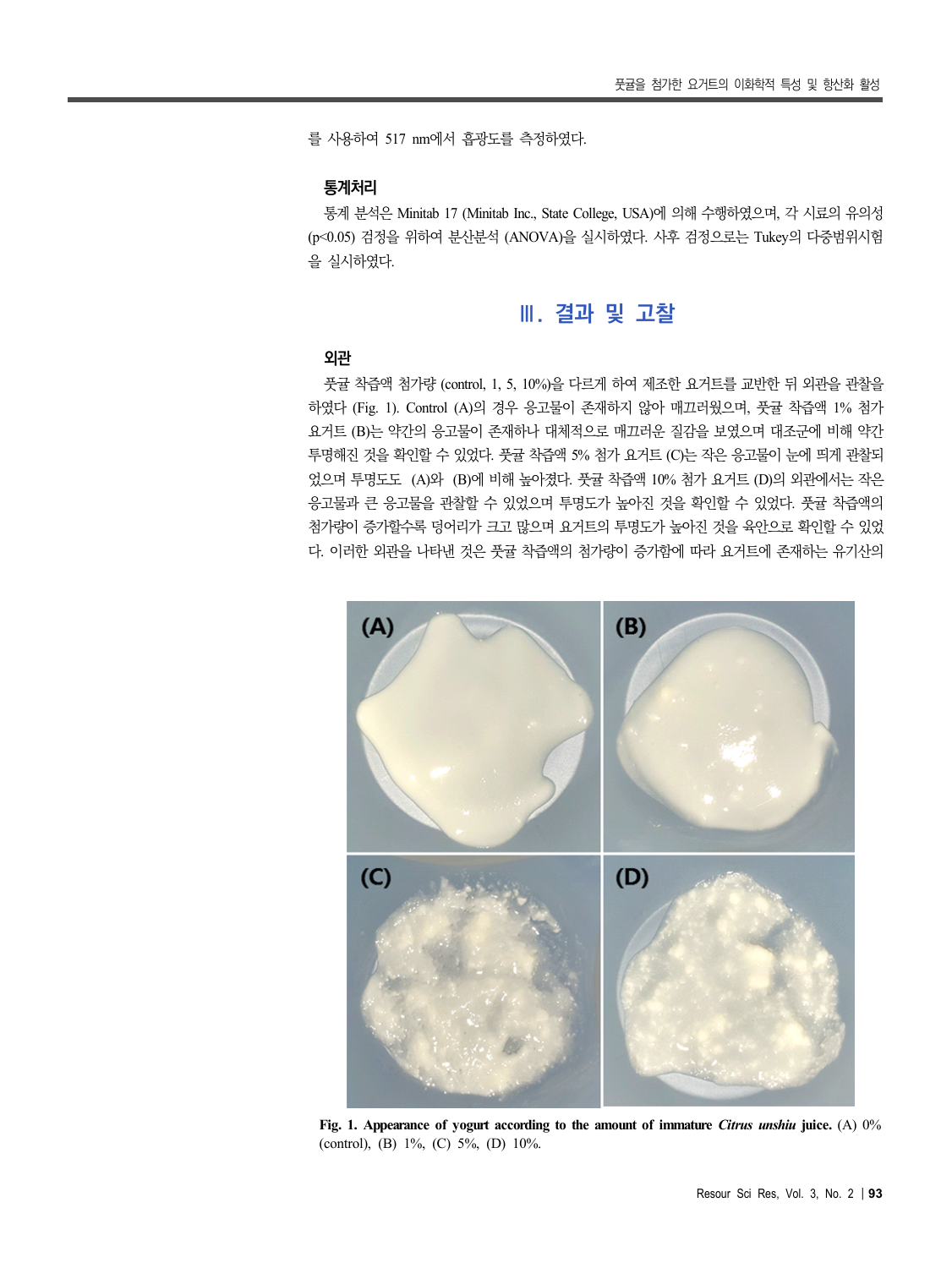를 사용하여 517 nm에서 흡광도를 측정하였다.

### 통계처리

통계 분석은 Minitab 17 (Minitab Inc., State College, USA)에 의해 수행하였으며, 각 시료의 유의성 ($p<0.05$) 검정을 위하여 분산분석 (ANOVA)을 실시하였다. 사후 검정으로는 Tukey의 다중범위시험을 실시하였다.

## Ⅲ. 결과 및 고찰

### 외관

풋귤 착즙액 첨가량 (control, 1, 5, 10%)을 다르게 하여 제조한 요거트를 교반한 뒤 외관을 관찰을 하였다 (Fig. 1). Control (A)의 경우 응고물이 존재하지 않아 매끄러웠으며, 풋귤 착즙액 1% 첨가 요거트 (B)는 약간의 응고물이 존재하나 대체적으로 매끄러운 질감을 보였으며 대조군에 비해 약간 투명해진 것을 확인할 수 있었다. 풋귤 착즙액 5% 첨가 요거트 (C)는 작은 응고물이 눈에 띄게 관찰되었으며 투명도도 (A)와 (B)에 비해 높아졌다. 풋귤 착즙액 10% 첨가 요거트 (D)의 외관에서는 작은 응고물과 큰 응고물을 관찰할 수 있었으며 투명도가 높아진 것을 확인할 수 있었다. 풋귤 착즙액의 첨가량이 증가할수록 덩어리가 크고 많으며 요거트의 투명도가 높아진 것을 육안으로 확인할 수 있었다. 이러한 외관을 나타낸 것은 풋귤 착즙액의 첨가량이 증가함에 따라 요거트에 존재하는 유기산의

**Fig. 1. Appearance of yogurt according to the amount of immature *Citrus unshiu* juice.** (A) 0% (control), (B) 1%, (C) 5%, (D) 10%.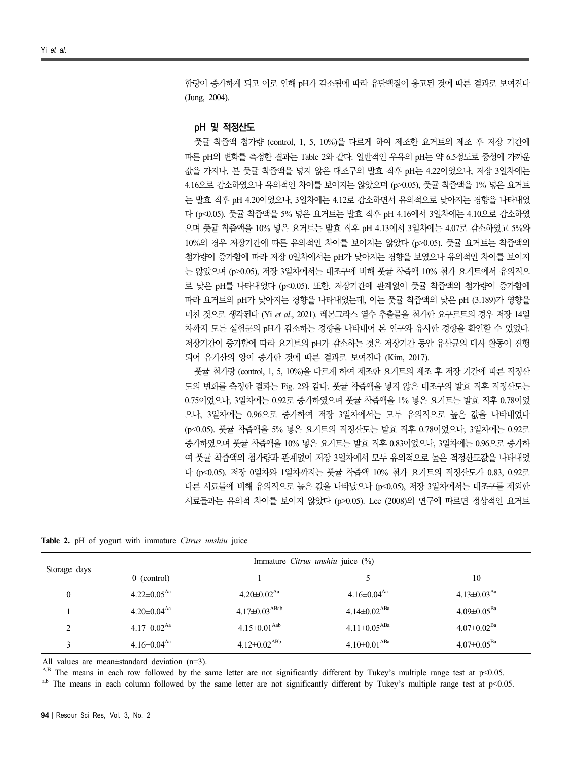함량이 증가하게 되고 이로 인해 pH가 감소됨에 따라 유단백질이 응고된 것에 따른 결과로 보여진다 (Jung, 2004).

### pH 및 적정산도

풋귤 착즙액 첨가량 (control, 1, 5, 10%)을 다르게 하여 제조한 요거트의 제조 후 저장 기간에 따른 pH의 변화를 측정한 결과는 Table 2와 같다. 일반적인 우유의 pH는 약 6.5정도로 중성에 가까운 값을 가지나, 본 풋귤 착즙액을 넣지 않은 대조구의 발효 직후 pH는 4.22이었으나, 저장 3일차에는 4.16으로 감소하였으나 유의적인 차이를 보이지는 않았으며 ($p>0.05$), 풋귤 착즙액을 1% 넣은 요거트는 발효 직후 pH 4.20이었으나, 3일차에는 4.12로 감소하면서 유의적으로 낮아지는 경향을 나타내었다 ($p<0.05$). 풋귤 착즙액을 5% 넣은 요거트는 발효 직후 pH 4.16에서 3일차에는 4.10으로 감소하였으며 풋귤 착즙액을 10% 넣은 요거트는 발효 직후 pH 4.13에서 3일차에는 4.07로 감소하였고 5%와 10%의 경우 저장기간에 따른 유의적인 차이를 보이지는 않았다 ($p>0.05$). 풋귤 요거트는 착즙액의 첨가량이 증가함에 따라 저장 0일차에서는 pH가 낮아지는 경향을 보였으나 유의적인 차이를 보이지는 않았으며 ($p>0.05$), 저장 3일차에서는 대조구에 비해 풋귤 착즙액 10% 첨가 요거트에서 유의적으로 낮은 pH를 나타내었다 ($p<0.05$). 또한, 저장기간에 관계없이 풋귤 착즙액의 첨가량이 증가함에 따라 요거트의 pH가 낮아지는 경향을 나타내었는데, 이는 풋귤 착즙액의 낮은 pH (3.189)가 영향을 미친 것으로 생각된다 (Yi *et al*., 2021). 레몬그라스 열수 추출물을 첨가한 요구르트의 경우 저장 14일 차까지 모든 실험군의 pH가 감소하는 경향을 나타내어 본 연구와 유사한 경향을 확인할 수 있었다. 저장기간이 증가함에 따라 요거트의 pH가 감소하는 것은 저장기간 동안 유산균의 대사 활동이 진행되어 유기산의 양이 증가한 것에 따른 결과로 보여진다 (Kim, 2017).

풋귤 첨가량 (control, 1, 5, 10%)을 다르게 하여 제조한 요거트의 제조 후 저장 기간에 따른 적정산도의 변화를 측정한 결과는 Fig. 2와 같다. 풋귤 착즙액을 넣지 않은 대조구의 발효 직후 적정산도는 0.75이었으나, 3일차에는 0.92로 증가하였으며 풋귤 착즙액을 1% 넣은 요거트는 발효 직후 0.78이었으나, 3일차에는 0.96으로 증가하여 저장 3일차에서는 모두 유의적으로 높은 값을 나타내었다 ($p<0.05$). 풋귤 착즙액을 5% 넣은 요거트의 적정산도는 발효 직후 0.78이었으나, 3일차에는 0.92로 증가하였으며 풋귤 착즙액을 10% 넣은 요거트는 발효 직후 0.83이었으나, 3일차에는 0.96으로 증가하여 풋귤 착즙액의 첨가량과 관계없이 저장 3일차에서 모두 유의적으로 높은 적정산도값을 나타내었다 ($p<0.05$). 저장 0일차와 1일차까지는 풋귤 착즙액 10% 첨가 요거트의 적정산도가 0.83, 0.92로 다른 시료들에 비해 유의적으로 높은 값을 나타났으나 ($p<0.05$), 저장 3일차에서는 대조구를 제외한 시료들과는 유의적 차이를 보이지 않았다 ($p>0.05$). Lee (2008)의 연구에 따르면 정상적인 요거트

**Table 2.** pH of yogurt with immature *Citrus unshiu* juice

| Storage days | Immature *Citrus unshiu* juice (%) | | | |
|---|---|---|---|---|
| | 0 (control) | 1 | 5 | 10 |
| 0 | 4.22±0.05$^{Aa}$ | 4.20±0.02$^{Aa}$ | 4.16±0.04$^{Aa}$ | 4.13±0.03$^{Aa}$ |
| 1 | 4.20±0.04$^{Aa}$ | 4.17±0.03$^{ABab}$ | 4.14±0.02$^{ABa}$ | 4.09±0.05$^{Ba}$ |
| 2 | 4.17±0.02$^{Aa}$ | 4.15±0.01$^{Aab}$ | 4.11±0.05$^{ABa}$ | 4.07±0.02$^{Ba}$ |
| 3 | 4.16±0.04$^{Aa}$ | 4.12±0.02$^{ABb}$ | 4.10±0.01$^{ABa}$ | 4.07±0.05$^{Ba}$ |

All values are mean±standard deviation (n=3).

$^{A,B}$ The means in each row followed by the same letter are not significantly different by Tukey's multiple range test at $p<0.05$.

$^{a,b}$ The means in each column followed by the same letter are not significantly different by Tukey's multiple range test at $p<0.05$.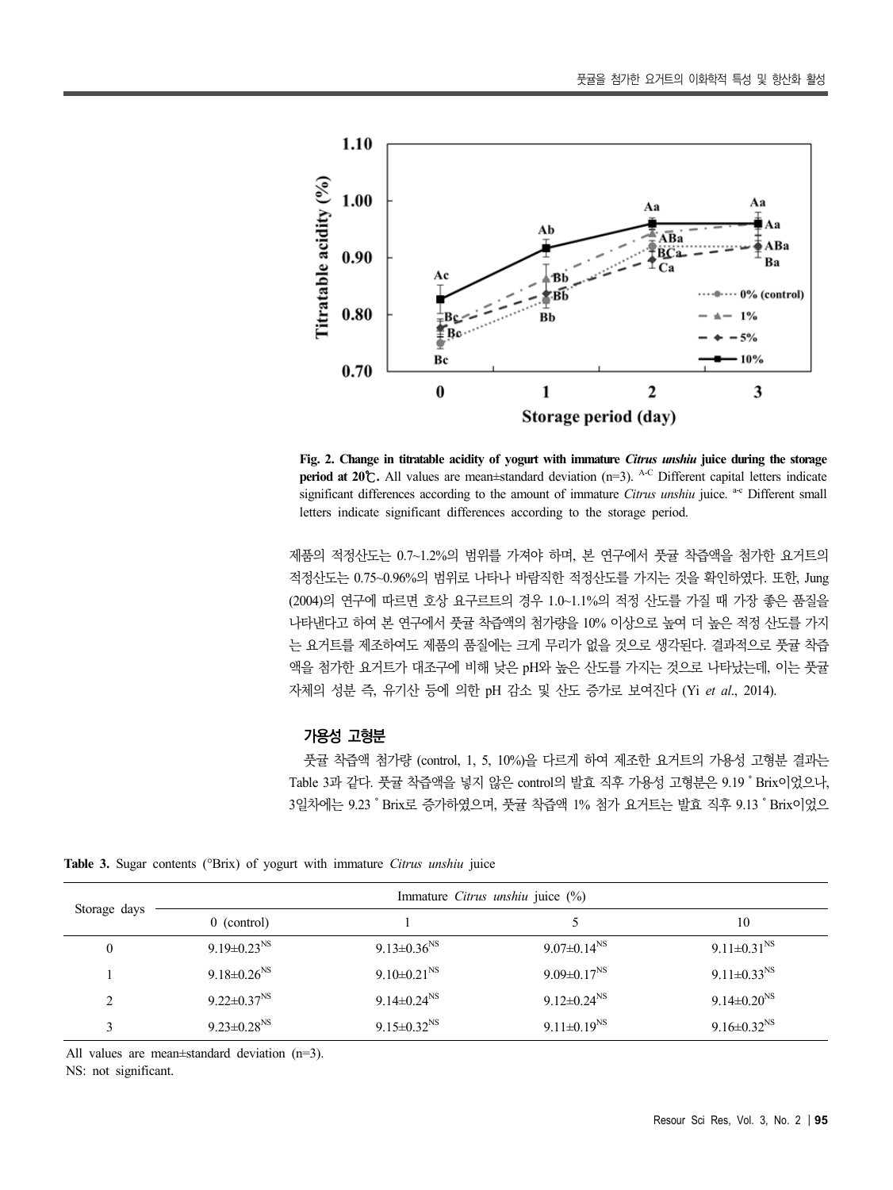Fig. 2. Change in titratable acidity of yogurt with immature *Citrus unshiu* juice during the storage period at 20℃. All values are mean±standard deviation (n=3). A-C Different capital letters indicate significant differences according to the amount of immature *Citrus unshiu* juice. a-c Different small letters indicate significant differences according to the storage period.

제품의 적정산도는 0.7~1.2%의 범위를 가져야 하며, 본 연구에서 풋귤 착즙액을 첨가한 요거트의 적정산도는 0.75~0.96%의 범위로 나타나 바람직한 적정산도를 가지는 것을 확인하였다. 또한, Jung (2004)의 연구에 따르면 호상 요구르트의 경우 1.0~1.1%의 적정 산도를 가질 때 가장 좋은 품질을 나타낸다고 하여 본 연구에서 풋귤 착즙액의 첨가량을 10% 이상으로 높여 더 높은 적정 산도를 가지는 요거트를 제조하여도 제품의 품질에는 크게 무리가 없을 것으로 생각된다. 결과적으로 풋귤 착즙액을 첨가한 요거트가 대조구에 비해 낮은 pH와 높은 산도를 가지는 것으로 나타났는데, 이는 풋귤 자체의 성분 즉, 유기산 등에 의한 pH 감소 및 산도 증가로 보여진다 (Yi *et al*., 2014).

### 가용성 고형분

풋귤 착즙액 첨가량 (control, 1, 5, 10%)을 다르게 하여 제조한 요거트의 가용성 고형분 결과는 Table 3과 같다. 풋귤 착즙액을 넣지 않은 control의 발효 직후 가용성 고형분은 9.19 ˚Brix이었으나, 3일차에는 9.23 ˚Brix로 증가하였으며, 풋귤 착즙액 1% 첨가 요거트는 발효 직후 9.13 ˚Brix이었으

**Table 3.** Sugar contents (°Brix) of yogurt with immature *Citrus unshiu* juice

| Storage days | Immature *Citrus unshiu* juice (%) | | | |
|---|---|---|---|---|
| | 0 (control) | 1 | 5 | 10 |
| 0 | 9.19±0.23NS | 9.13±0.36NS | 9.07±0.14NS | 9.11±0.31NS |
| 1 | 9.18±0.26NS | 9.10±0.21NS | 9.09±0.17NS | 9.11±0.33NS |
| 2 | 9.22±0.37NS | 9.14±0.24NS | 9.12±0.24NS | 9.14±0.20NS |
| 3 | 9.23±0.28NS | 9.15±0.32NS | 9.11±0.19NS | 9.16±0.32NS |

All values are mean±standard deviation (n=3).
NS: not significant.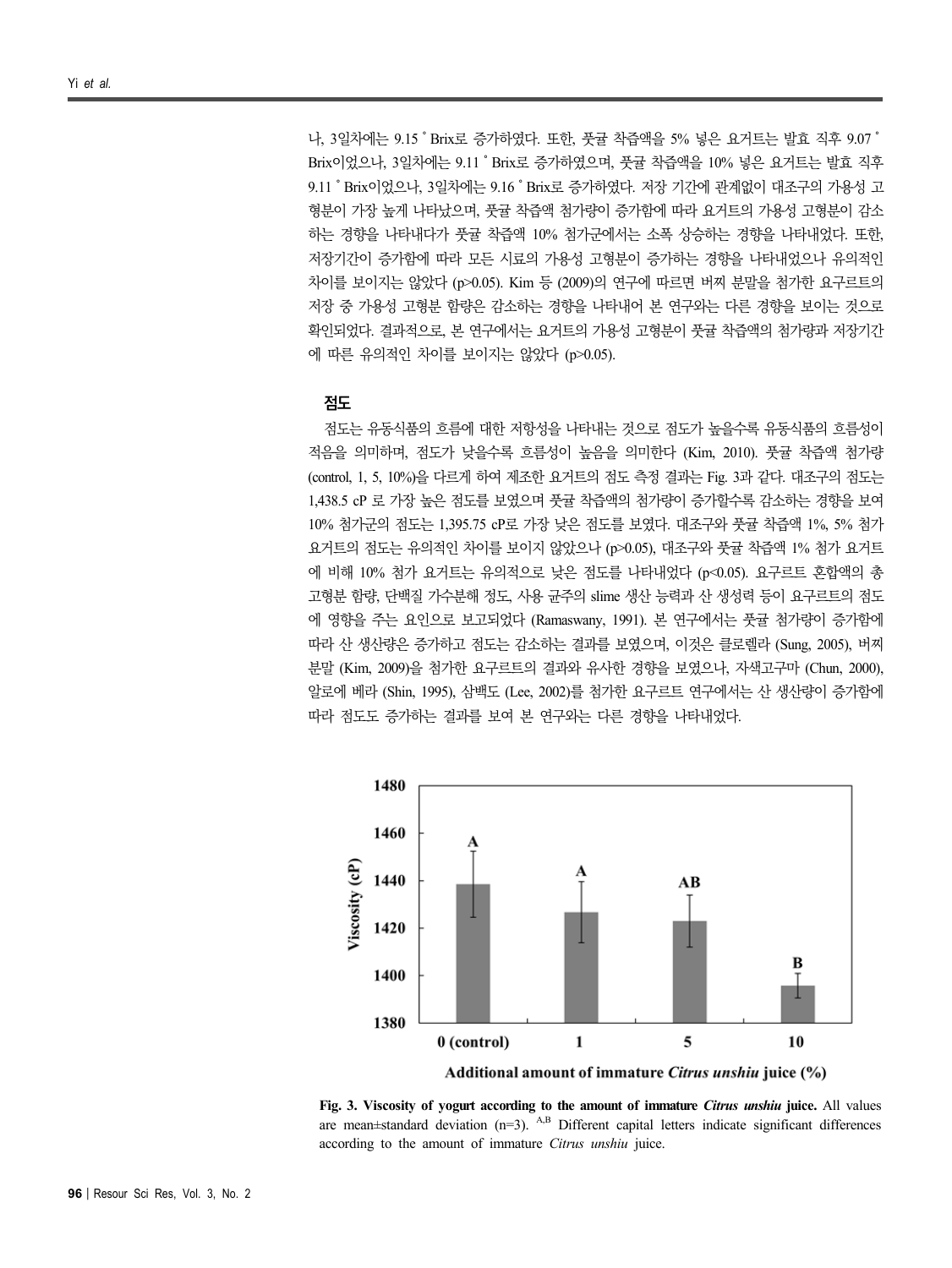나, 3일차에는 9.15 ˚Brix로 증가하였다. 또한, 풋귤 착즙액을 5% 넣은 요거트는 발효 직후 9.07 ˚Brix이었으나, 3일차에는 9.11 ˚Brix로 증가하였으며, 풋귤 착즙액을 10% 넣은 요거트는 발효 직후 9.11 ˚Brix이었으나, 3일차에는 9.16 ˚Brix로 증가하였다. 저장 기간에 관계없이 대조구의 가용성 고형분이 가장 높게 나타났으며, 풋귤 착즙액 첨가량이 증가함에 따라 요거트의 가용성 고형분이 감소하는 경향을 나타내다가 풋귤 착즙액 10% 첨가군에서는 소폭 상승하는 경향을 나타내었다. 또한, 저장기간이 증가함에 따라 모든 시료의 가용성 고형분이 증가하는 경향을 나타내었으나 유의적인 차이를 보이지는 않았다 ($p>0.05$). Kim 등 (2009)의 연구에 따르면 버찌 분말을 첨가한 요구르트의 저장 중 가용성 고형분 함량은 감소하는 경향을 나타내어 본 연구와는 다른 경향을 보이는 것으로 확인되었다. 결과적으로, 본 연구에서는 요거트의 가용성 고형분이 풋귤 착즙액의 첨가량과 저장기간에 따른 유의적인 차이를 보이지는 않았다 ($p>0.05$).

### 점도

점도는 유동식품의 흐름에 대한 저항성을 나타내는 것으로 점도가 높을수록 유동식품의 흐름성이 적음을 의미하며, 점도가 낮을수록 흐름성이 높음을 의미한다 (Kim, 2010). 풋귤 착즙액 첨가량 (control, 1, 5, 10%)을 다르게 하여 제조한 요거트의 점도 측정 결과는 Fig. 3과 같다. 대조구의 점도는 1,438.5 cP 로 가장 높은 점도를 보였으며 풋귤 착즙액의 첨가량이 증가할수록 감소하는 경향을 보여 10% 첨가군의 점도는 1,395.75 cP로 가장 낮은 점도를 보였다. 대조구와 풋귤 착즙액 1%, 5% 첨가 요거트의 점도는 유의적인 차이를 보이지 않았으나 ($p>0.05$), 대조구와 풋귤 착즙액 1% 첨가 요거트에 비해 10% 첨가 요거트는 유의적으로 낮은 점도를 나타내었다 ($p<0.05$). 요구르트 혼합액의 총 고형분 함량, 단백질 가수분해 정도, 사용 균주의 slime 생산 능력과 산 생성력 등이 요구르트의 점도에 영향을 주는 요인으로 보고되었다 (Ramaswany, 1991). 본 연구에서는 풋귤 첨가량이 증가함에 따라 산 생산량은 증가하고 점도는 감소하는 결과를 보였으며, 이것은 클로렐라 (Sung, 2005), 버찌 분말 (Kim, 2009)을 첨가한 요구르트의 결과와 유사한 경향을 보였으나, 자색고구마 (Chun, 2000), 알로에 베라 (Shin, 1995), 삼백도 (Lee, 2002)를 첨가한 요구르트 연구에서는 산 생산량이 증가함에 따라 점도도 증가하는 결과를 보여 본 연구와는 다른 경향을 나타내었다.

**Fig. 3. Viscosity of yogurt according to the amount of immature *Citrus unshiu* juice.** All values are mean±standard deviation (n=3). [A,B] Different capital letters indicate significant differences according to the amount of immature *Citrus unshiu* juice.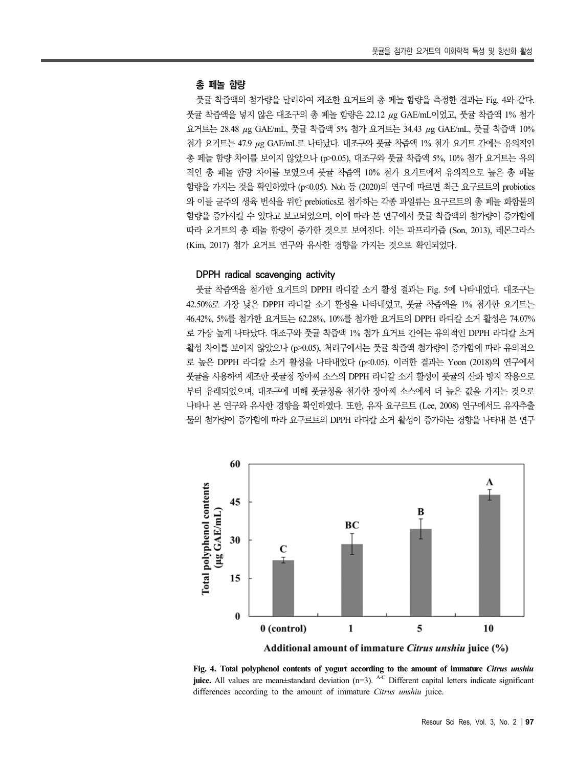## 총 페놀 함량

풋귤 착즙액의 첨가량을 달리하여 제조한 요거트의 총 페놀 함량을 측정한 결과는 Fig. 4와 같다. 풋귤 착즙액을 넣지 않은 대조구의 총 페놀 함량은 22.12 $\mu$g GAE/mL이었고, 풋귤 착즙액 1% 첨가 요거트는 28.48 $\mu$g GAE/mL, 풋귤 착즙액 5% 첨가 요거트는 34.43 $\mu$g GAE/mL, 풋귤 착즙액 10% 첨가 요거트는 47.9 $\mu$g GAE/mL로 나타났다. 대조구와 풋귤 착즙액 1% 첨가 요거트 간에는 유의적인 총 페놀 함량 차이를 보이지 않았으나 ($p>0.05$), 대조구와 풋귤 착즙액 5%, 10% 첨가 요거트는 유의적인 총 페놀 함량 차이를 보였으며 풋귤 착즙액 10% 첨가 요거트에서 유의적으로 높은 총 페놀 함량을 가지는 것을 확인하였다 ($p<0.05$). Noh 등 (2020)의 연구에 따르면 최근 요구르트의 probiotics와 이들 균주의 생육 번식을 위한 prebiotics로 첨가하는 각종 과일류는 요구르트의 총 페놀 화합물의 함량을 증가시킬 수 있다고 보고되었으며, 이에 따라 본 연구에서 풋귤 착즙액의 첨가량이 증가함에 따라 요거트의 총 페놀 함량이 증가한 것으로 보여진다. 이는 파프리카즙 (Son, 2013), 레몬그라스 (Kim, 2017) 첨가 요거트 연구와 유사한 경향을 가지는 것으로 확인되었다.

## DPPH radical scavenging activity

풋귤 착즙액을 첨가한 요거트의 DPPH 라디칼 소거 활성 결과는 Fig. 5에 나타내었다. 대조구는 42.50%로 가장 낮은 DPPH 라디칼 소거 활성을 나타내었고, 풋귤 착즙액을 1% 첨가한 요거트는 46.42%, 5%를 첨가한 요거트는 62.28%, 10%를 첨가한 요거트의 DPPH 라디칼 소거 활성은 74.07%로 가장 높게 나타났다. 대조구와 풋귤 착즙액 1% 첨가 요거트 간에는 유의적인 DPPH 라디칼 소거 활성 차이를 보이지 않았으나 ($p>0.05$), 처리구에서는 풋귤 착즙액 첨가량이 증가함에 따라 유의적으로 높은 DPPH 라디칼 소거 활성을 나타내었다 ($p<0.05$). 이러한 결과는 Yoon (2018)의 연구에서 풋귤을 사용하여 제조한 풋귤청 장아찌 소스의 DPPH 라디칼 소거 활성이 풋귤의 산화 방지 작용으로부터 유래되었으며, 대조구에 비해 풋귤청을 첨가한 장아찌 소스에서 더 높은 값을 가지는 것으로 나타나 본 연구와 유사한 경향을 확인하였다. 또한, 유자 요구르트 (Lee, 2008) 연구에서도 유자추출물의 첨가량이 증가함에 따라 요구르트의 DPPH 라디칼 소거 활성이 증가하는 경향을 나타내 본 연구

**Fig. 4. Total polyphenol contents of yogurt according to the amount of immature *Citrus unshiu* juice.** All values are mean±standard deviation (n=3). [A-C] Different capital letters indicate significant differences according to the amount of immature *Citrus unshiu* juice.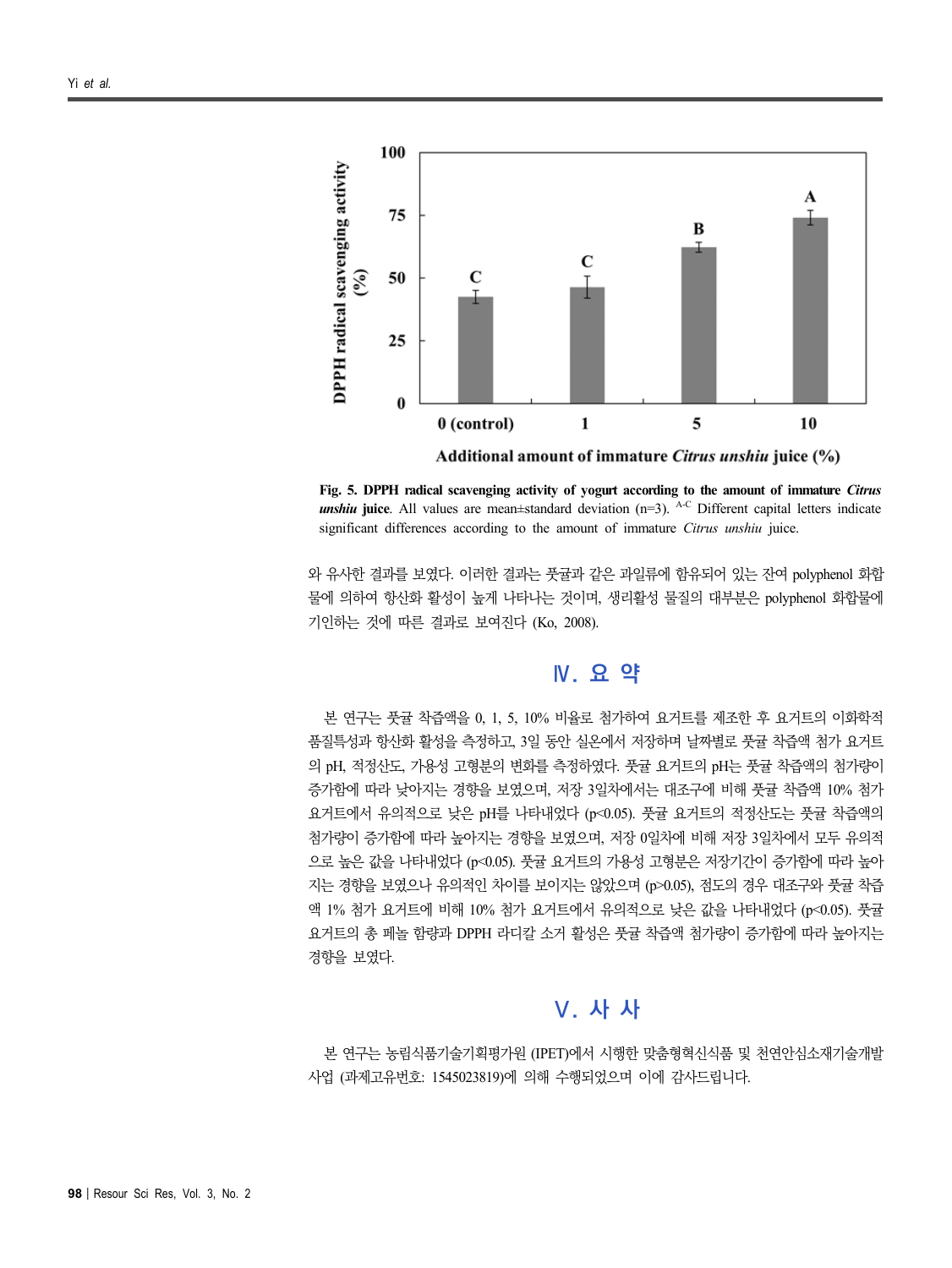**Fig. 5. DPPH radical scavenging activity of yogurt according to the amount of immature *Citrus unshiu* juice**. All values are mean±standard deviation (n=3). [A-C] Different capital letters indicate significant differences according to the amount of immature *Citrus unshiu* juice.

와 유사한 결과를 보였다. 이러한 결과는 풋귤과 같은 과일류에 함유되어 있는 잔여 polyphenol 화합물에 의하여 항산화 활성이 높게 나타나는 것이며, 생리활성 물질의 대부분은 polyphenol 화합물에 기인하는 것에 따른 결과로 보여진다 (Ko, 2008).

## Ⅳ. 요 약

본 연구는 풋귤 착즙액을 0, 1, 5, 10% 비율로 첨가하여 요거트를 제조한 후 요거트의 이화학적 품질특성과 항산화 활성을 측정하고, 3일 동안 실온에서 저장하며 날짜별로 풋귤 착즙액 첨가 요거트의 pH, 적정산도, 가용성 고형분의 변화를 측정하였다. 풋귤 요거트의 pH는 풋귤 착즙액의 첨가량이 증가함에 따라 낮아지는 경향을 보였으며, 저장 3일차에서는 대조구에 비해 풋귤 착즙액 10% 첨가 요거트에서 유의적으로 낮은 pH를 나타내었다 ($p<0.05$). 풋귤 요거트의 적정산도는 풋귤 착즙액의 첨가량이 증가함에 따라 높아지는 경향을 보였으며, 저장 0일차에 비해 저장 3일차에서 모두 유의적으로 높은 값을 나타내었다 ($p<0.05$). 풋귤 요거트의 가용성 고형분은 저장기간이 증가함에 따라 높아지는 경향을 보였으나 유의적인 차이를 보이지는 않았으며 ($p>0.05$), 점도의 경우 대조구와 풋귤 착즙액 1% 첨가 요거트에 비해 10% 첨가 요거트에서 유의적으로 낮은 값을 나타내었다 ($p<0.05$). 풋귤 요거트의 총 페놀 함량과 DPPH 라디칼 소거 활성은 풋귤 착즙액 첨가량이 증가함에 따라 높아지는 경향을 보였다.

## Ⅴ. 사 사

본 연구는 농림식품기술기획평가원 (IPET)에서 시행한 맞춤형혁신식품 및 천연안심소재기술개발사업 (과제고유번호: 1545023819)에 의해 수행되었으며 이에 감사드립니다.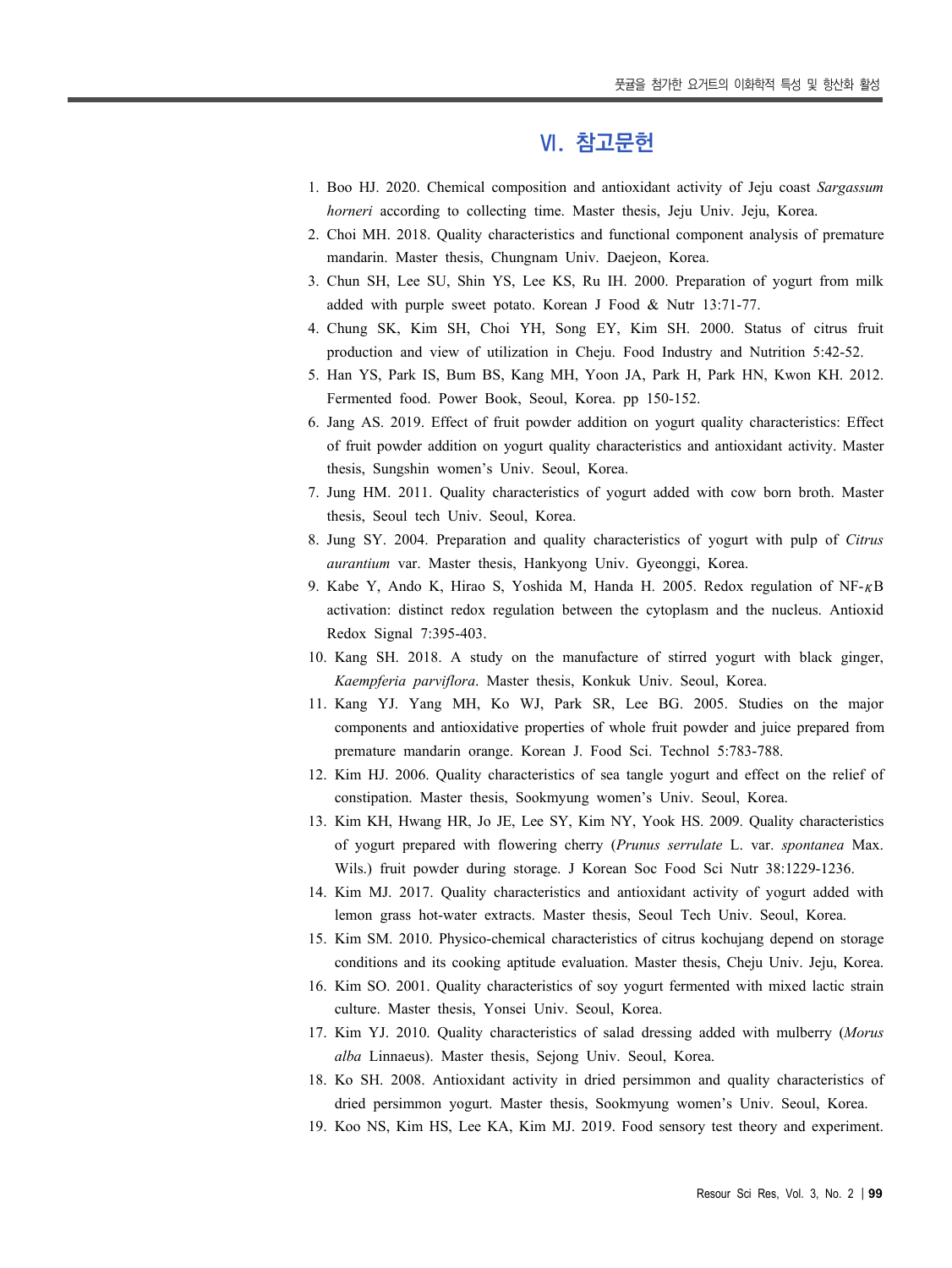## Ⅵ. 참고문헌

1. Boo HJ. 2020. Chemical composition and antioxidant activity of Jeju coast *Sargassum horneri* according to collecting time. Master thesis, Jeju Univ. Jeju, Korea.
2. Choi MH. 2018. Quality characteristics and functional component analysis of premature mandarin. Master thesis, Chungnam Univ. Daejeon, Korea.
3. Chun SH, Lee SU, Shin YS, Lee KS, Ru IH. 2000. Preparation of yogurt from milk added with purple sweet potato. Korean J Food & Nutr 13:71-77.
4. Chung SK, Kim SH, Choi YH, Song EY, Kim SH. 2000. Status of citrus fruit production and view of utilization in Cheju. Food Industry and Nutrition 5:42-52.
5. Han YS, Park IS, Bum BS, Kang MH, Yoon JA, Park H, Park HN, Kwon KH. 2012. Fermented food. Power Book, Seoul, Korea. pp 150-152.
6. Jang AS. 2019. Effect of fruit powder addition on yogurt quality characteristics: Effect of fruit powder addition on yogurt quality characteristics and antioxidant activity. Master thesis, Sungshin women's Univ. Seoul, Korea.
7. Jung HM. 2011. Quality characteristics of yogurt added with cow born broth. Master thesis, Seoul tech Univ. Seoul, Korea.
8. Jung SY. 2004. Preparation and quality characteristics of yogurt with pulp of *Citrus aurantium* var. Master thesis, Hankyong Univ. Gyeonggi, Korea.
9. Kabe Y, Ando K, Hirao S, Yoshida M, Handa H. 2005. Redox regulation of NF-$\kappa$B activation: distinct redox regulation between the cytoplasm and the nucleus. Antioxid Redox Signal 7:395-403.
10. Kang SH. 2018. A study on the manufacture of stirred yogurt with black ginger, *Kaempferia parviflora*. Master thesis, Konkuk Univ. Seoul, Korea.
11. Kang YJ. Yang MH, Ko WJ, Park SR, Lee BG. 2005. Studies on the major components and antioxidative properties of whole fruit powder and juice prepared from premature mandarin orange. Korean J. Food Sci. Technol 5:783-788.
12. Kim HJ. 2006. Quality characteristics of sea tangle yogurt and effect on the relief of constipation. Master thesis, Sookmyung women's Univ. Seoul, Korea.
13. Kim KH, Hwang HR, Jo JE, Lee SY, Kim NY, Yook HS. 2009. Quality characteristics of yogurt prepared with flowering cherry (*Prunus serrulate* L. var. *spontanea* Max. Wils.) fruit powder during storage. J Korean Soc Food Sci Nutr 38:1229-1236.
14. Kim MJ. 2017. Quality characteristics and antioxidant activity of yogurt added with lemon grass hot-water extracts. Master thesis, Seoul Tech Univ. Seoul, Korea.
15. Kim SM. 2010. Physico-chemical characteristics of citrus kochujang depend on storage conditions and its cooking aptitude evaluation. Master thesis, Cheju Univ. Jeju, Korea.
16. Kim SO. 2001. Quality characteristics of soy yogurt fermented with mixed lactic strain culture. Master thesis, Yonsei Univ. Seoul, Korea.
17. Kim YJ. 2010. Quality characteristics of salad dressing added with mulberry (*Morus alba* Linnaeus). Master thesis, Sejong Univ. Seoul, Korea.
18. Ko SH. 2008. Antioxidant activity in dried persimmon and quality characteristics of dried persimmon yogurt. Master thesis, Sookmyung women's Univ. Seoul, Korea.
19. Koo NS, Kim HS, Lee KA, Kim MJ. 2019. Food sensory test theory and experiment.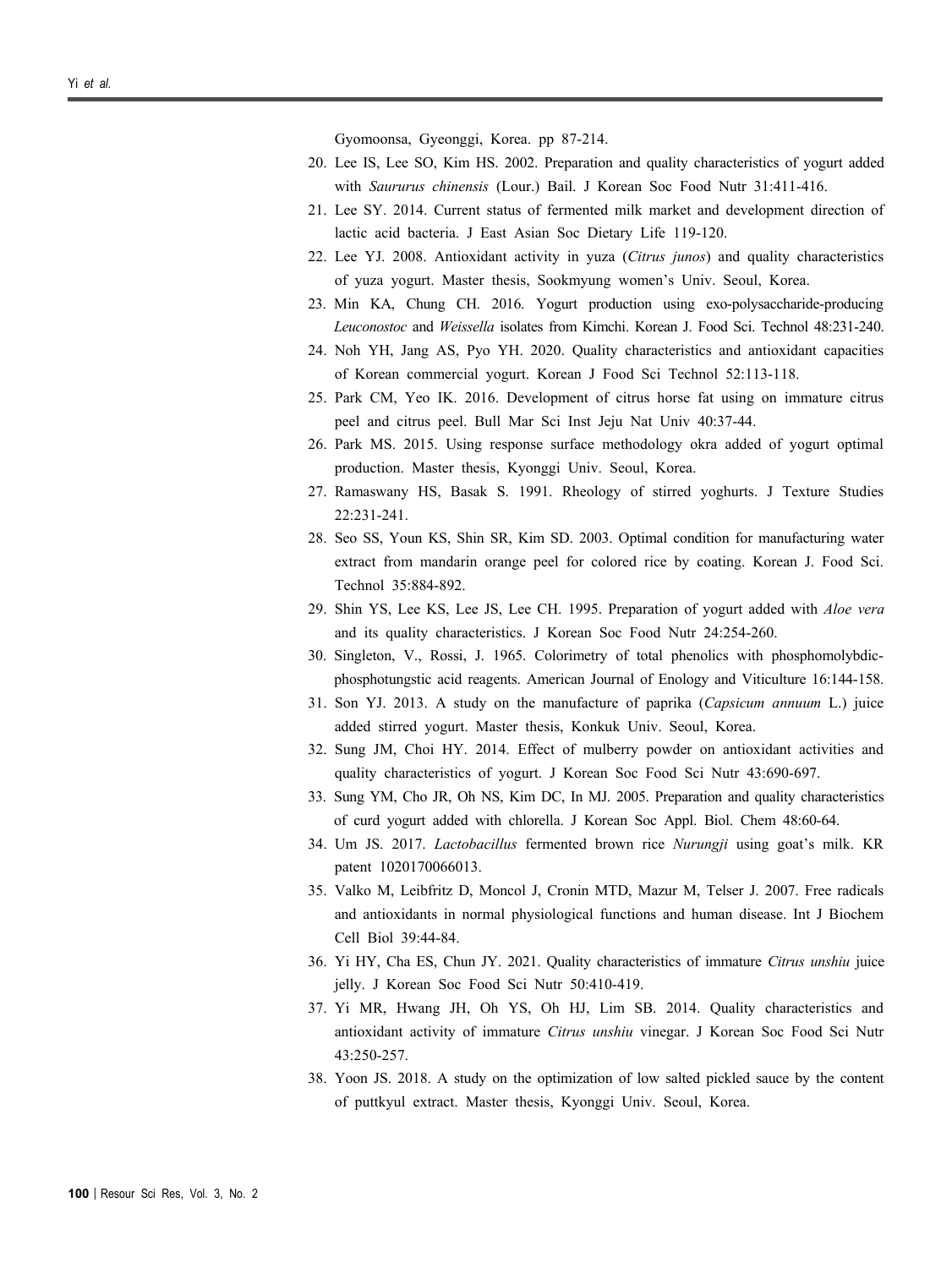Gyomoonsa, Gyeonggi, Korea. pp 87-214.

20. Lee IS, Lee SO, Kim HS. 2002. Preparation and quality characteristics of yogurt added with *Saururus chinensis* (Lour.) Bail. J Korean Soc Food Nutr 31:411-416.
21. Lee SY. 2014. Current status of fermented milk market and development direction of lactic acid bacteria. J East Asian Soc Dietary Life 119-120.
22. Lee YJ. 2008. Antioxidant activity in yuza (*Citrus junos*) and quality characteristics of yuza yogurt. Master thesis, Sookmyung women's Univ. Seoul, Korea.
23. Min KA, Chung CH. 2016. Yogurt production using exo-polysaccharide-producing *Leuconostoc* and *Weissella* isolates from Kimchi. Korean J. Food Sci. Technol 48:231-240.
24. Noh YH, Jang AS, Pyo YH. 2020. Quality characteristics and antioxidant capacities of Korean commercial yogurt. Korean J Food Sci Technol 52:113-118.
25. Park CM, Yeo IK. 2016. Development of citrus horse fat using on immature citrus peel and citrus peel. Bull Mar Sci Inst Jeju Nat Univ 40:37-44.
26. Park MS. 2015. Using response surface methodology okra added of yogurt optimal production. Master thesis, Kyonggi Univ. Seoul, Korea.
27. Ramaswany HS, Basak S. 1991. Rheology of stirred yoghurts. J Texture Studies 22:231-241.
28. Seo SS, Youn KS, Shin SR, Kim SD. 2003. Optimal condition for manufacturing water extract from mandarin orange peel for colored rice by coating. Korean J. Food Sci. Technol 35:884-892.
29. Shin YS, Lee KS, Lee JS, Lee CH. 1995. Preparation of yogurt added with *Aloe vera* and its quality characteristics. J Korean Soc Food Nutr 24:254-260.
30. Singleton, V., Rossi, J. 1965. Colorimetry of total phenolics with phosphomolybdic-phosphotungstic acid reagents. American Journal of Enology and Viticulture 16:144-158.
31. Son YJ. 2013. A study on the manufacture of paprika (*Capsicum annuum* L.) juice added stirred yogurt. Master thesis, Konkuk Univ. Seoul, Korea.
32. Sung JM, Choi HY. 2014. Effect of mulberry powder on antioxidant activities and quality characteristics of yogurt. J Korean Soc Food Sci Nutr 43:690-697.
33. Sung YM, Cho JR, Oh NS, Kim DC, In MJ. 2005. Preparation and quality characteristics of curd yogurt added with chlorella. J Korean Soc Appl. Biol. Chem 48:60-64.
34. Um JS. 2017. *Lactobacillus* fermented brown rice *Nurungji* using goat's milk. KR patent 1020170066013.
35. Valko M, Leibfritz D, Moncol J, Cronin MTD, Mazur M, Telser J. 2007. Free radicals and antioxidants in normal physiological functions and human disease. Int J Biochem Cell Biol 39:44-84.
36. Yi HY, Cha ES, Chun JY. 2021. Quality characteristics of immature *Citrus unshiu* juice jelly. J Korean Soc Food Sci Nutr 50:410-419.
37. Yi MR, Hwang JH, Oh YS, Oh HJ, Lim SB. 2014. Quality characteristics and antioxidant activity of immature *Citrus unshiu* vinegar. J Korean Soc Food Sci Nutr 43:250-257.
38. Yoon JS. 2018. A study on the optimization of low salted pickled sauce by the content of puttkyul extract. Master thesis, Kyonggi Univ. Seoul, Korea.